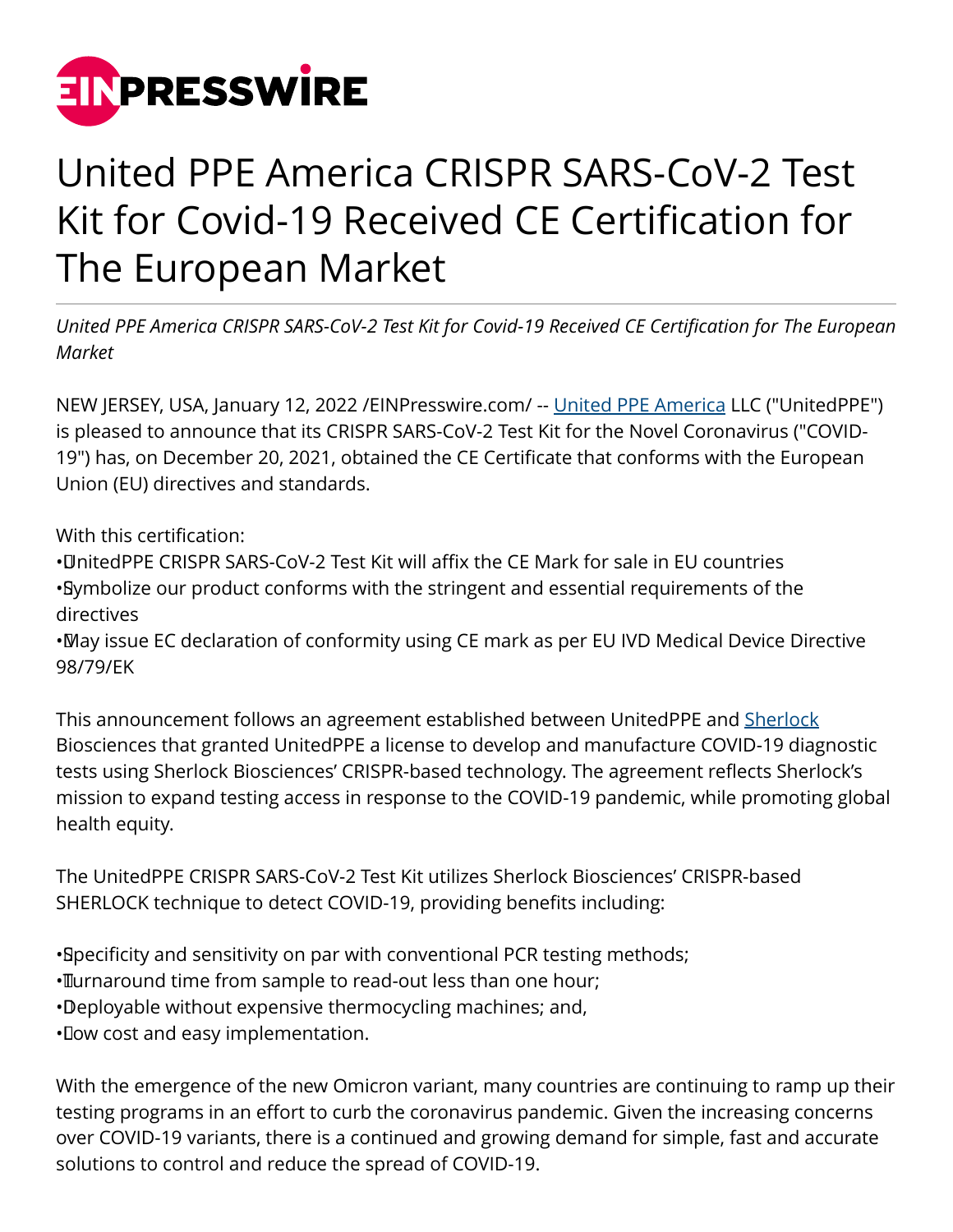# United PPE America CRISPR SARS-CoV-2 Test Kit for Covid-19 Received CE Certification for The European Market

*United PPE America CRISPR SARS-CoV-2 Test Kit for Covid-19 Received CE Certification for The European Market*

NEW JERSEY, USA, January 12, 2022 /EINPresswire.com/ -- United PPE America LLC ("UnitedPPE") is pleased to announce that its CRISPR SARS-CoV-2 Test Kit for the Novel Coronavirus ("COVID-19") has, on December 20, 2021, obtained the CE Certificate that conforms with the European Union (EU) directives and standards.

With this certification:

- UnitedPPE CRISPR SARS-CoV-2 Test Kit will affix the CE Mark for sale in EU countries
- Symbolize our product conforms with the stringent and essential requirements of the directives
- May issue EC declaration of conformity using CE mark as per EU IVD Medical Device Directive 98/79/EK

This announcement follows an agreement established between UnitedPPE and Sherlock Biosciences that granted UnitedPPE a license to develop and manufacture COVID-19 diagnostic tests using Sherlock Biosciences' CRISPR-based technology. The agreement reflects Sherlock's mission to expand testing access in response to the COVID-19 pandemic, while promoting global health equity.

The UnitedPPE CRISPR SARS-CoV-2 Test Kit utilizes Sherlock Biosciences' CRISPR-based SHERLOCK technique to detect COVID-19, providing benefits including:

- Specificity and sensitivity on par with conventional PCR testing methods;
- Turnaround time from sample to read-out less than one hour;
- Deployable without expensive thermocycling machines; and,
- Low cost and easy implementation.

With the emergence of the new Omicron variant, many countries are continuing to ramp up their testing programs in an effort to curb the coronavirus pandemic. Given the increasing concerns over COVID-19 variants, there is a continued and growing demand for simple, fast and accurate solutions to control and reduce the spread of COVID-19.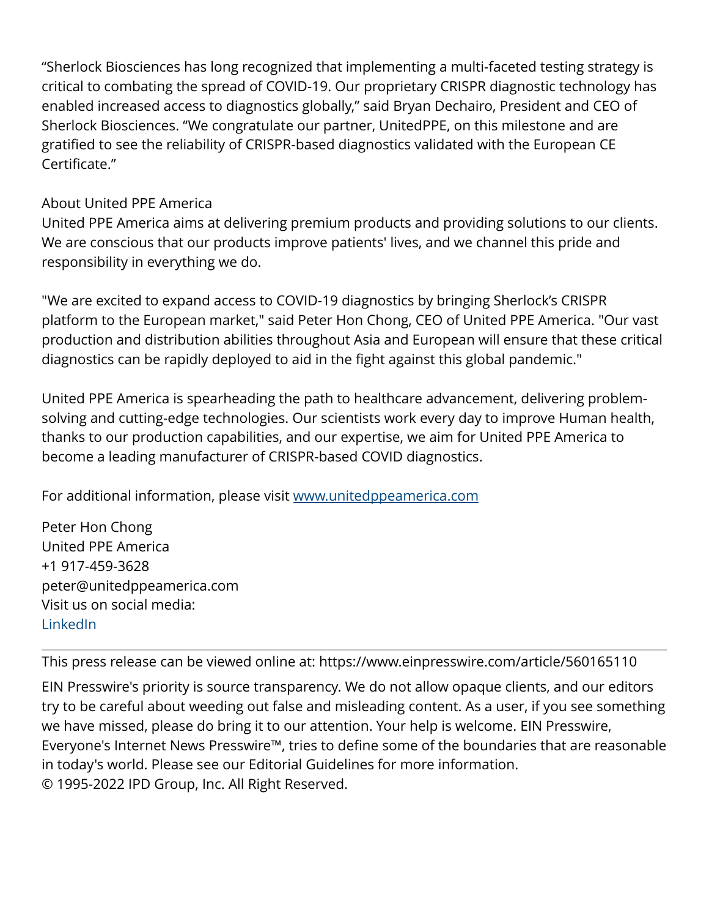“Sherlock Biosciences has long recognized that implementing a multi-faceted testing strategy is critical to combating the spread of COVID-19. Our proprietary CRISPR diagnostic technology has enabled increased access to diagnostics globally,” said Bryan Dechairo, President and CEO of Sherlock Biosciences. “We congratulate our partner, UnitedPPE, on this milestone and are gratified to see the reliability of CRISPR-based diagnostics validated with the European CE Certificate.”

About United PPE America
United PPE America aims at delivering premium products and providing solutions to our clients. We are conscious that our products improve patients' lives, and we channel this pride and responsibility in everything we do.

"We are excited to expand access to COVID-19 diagnostics by bringing Sherlock’s CRISPR platform to the European market," said Peter Hon Chong, CEO of United PPE America. "Our vast production and distribution abilities throughout Asia and European will ensure that these critical diagnostics can be rapidly deployed to aid in the fight against this global pandemic."

United PPE America is spearheading the path to healthcare advancement, delivering problem-solving and cutting-edge technologies. Our scientists work every day to improve Human health, thanks to our production capabilities, and our expertise, we aim for United PPE America to become a leading manufacturer of CRISPR-based COVID diagnostics.

For additional information, please visit [www.unitedppeamerica.com](http://www.unitedppeamerica.com)

Peter Hon Chong
United PPE America
+1 917-459-3628
peter@unitedppeamerica.com
Visit us on social media:
LinkedIn

---

This press release can be viewed online at: https://www.einpresswire.com/article/560165110

EIN Presswire's priority is source transparency. We do not allow opaque clients, and our editors try to be careful about weeding out false and misleading content. As a user, if you see something we have missed, please do bring it to our attention. Your help is welcome. EIN Presswire, Everyone's Internet News Presswire™, tries to define some of the boundaries that are reasonable in today's world. Please see our Editorial Guidelines for more information.
© 1995-2022 IPD Group, Inc. All Right Reserved.